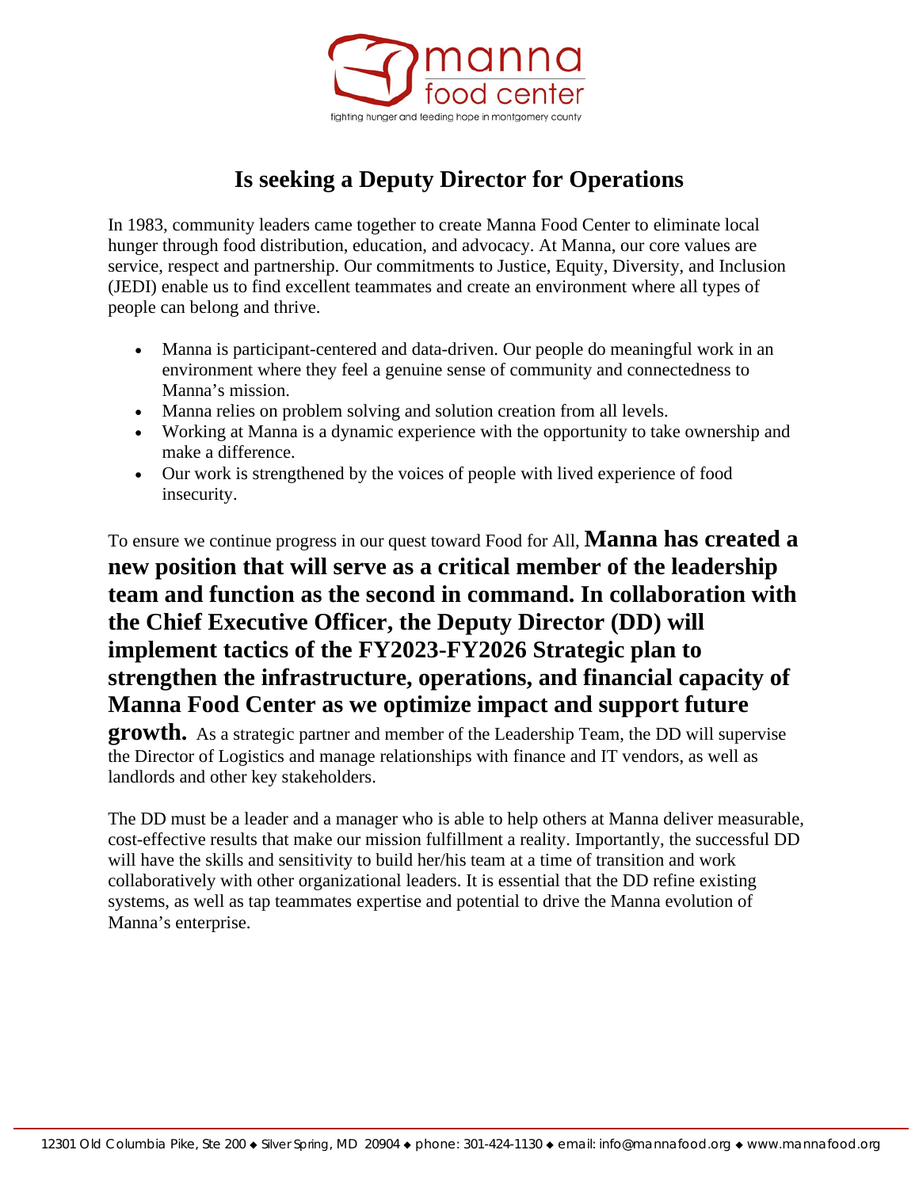manna food center

fighting hunger and feeding hope in montgomery county

# Is seeking a Deputy Director for Operations

In 1983, community leaders came together to create Manna Food Center to eliminate local hunger through food distribution, education, and advocacy. At Manna, our core values are service, respect and partnership. Our commitments to Justice, Equity, Diversity, and Inclusion (JEDI) enable us to find excellent teammates and create an environment where all types of people can belong and thrive.

- Manna is participant-centered and data-driven. Our people do meaningful work in an environment where they feel a genuine sense of community and connectedness to Manna's mission.
- Manna relies on problem solving and solution creation from all levels.
- Working at Manna is a dynamic experience with the opportunity to take ownership and make a difference.
- Our work is strengthened by the voices of people with lived experience of food insecurity.

To ensure we continue progress in our quest toward Food for All, **Manna has created a new position that will serve as a critical member of the leadership team and function as the second in command. In collaboration with the Chief Executive Officer, the Deputy Director (DD) will implement tactics of the FY2023-FY2026 Strategic plan to strengthen the infrastructure, operations, and financial capacity of Manna Food Center as we optimize impact and support future growth.** As a strategic partner and member of the Leadership Team, the DD will supervise the Director of Logistics and manage relationships with finance and IT vendors, as well as landlords and other key stakeholders.

The DD must be a leader and a manager who is able to help others at Manna deliver measurable, cost-effective results that make our mission fulfillment a reality. Importantly, the successful DD will have the skills and sensitivity to build her/his team at a time of transition and work collaboratively with other organizational leaders. It is essential that the DD refine existing systems, as well as tap teammates expertise and potential to drive the Manna evolution of Manna's enterprise.

12301 Old Columbia Pike, Ste 200 ◆ Silver Spring, MD 20904 ◆ phone: 301-424-1130 ◆ email: info@mannafood.org ◆ www.mannafood.org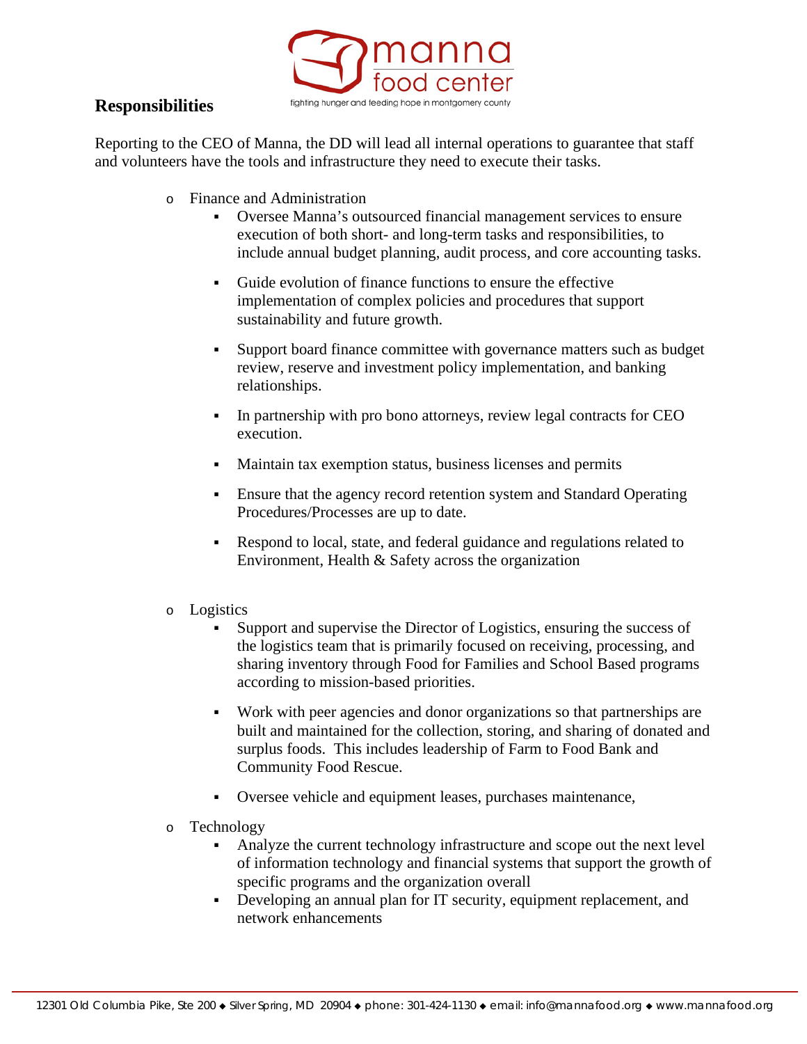## Responsibilities

Reporting to the CEO of Manna, the DD will lead all internal operations to guarantee that staff and volunteers have the tools and infrastructure they need to execute their tasks.

- Finance and Administration
  - Oversee Manna's outsourced financial management services to ensure execution of both short- and long-term tasks and responsibilities, to include annual budget planning, audit process, and core accounting tasks.
  - Guide evolution of finance functions to ensure the effective implementation of complex policies and procedures that support sustainability and future growth.
  - Support board finance committee with governance matters such as budget review, reserve and investment policy implementation, and banking relationships.
  - In partnership with pro bono attorneys, review legal contracts for CEO execution.
  - Maintain tax exemption status, business licenses and permits
  - Ensure that the agency record retention system and Standard Operating Procedures/Processes are up to date.
  - Respond to local, state, and federal guidance and regulations related to Environment, Health & Safety across the organization
- Logistics
  - Support and supervise the Director of Logistics, ensuring the success of the logistics team that is primarily focused on receiving, processing, and sharing inventory through Food for Families and School Based programs according to mission-based priorities.
  - Work with peer agencies and donor organizations so that partnerships are built and maintained for the collection, storing, and sharing of donated and surplus foods. This includes leadership of Farm to Food Bank and Community Food Rescue.
  - Oversee vehicle and equipment leases, purchases maintenance,
- Technology
  - Analyze the current technology infrastructure and scope out the next level of information technology and financial systems that support the growth of specific programs and the organization overall
  - Developing an annual plan for IT security, equipment replacement, and network enhancements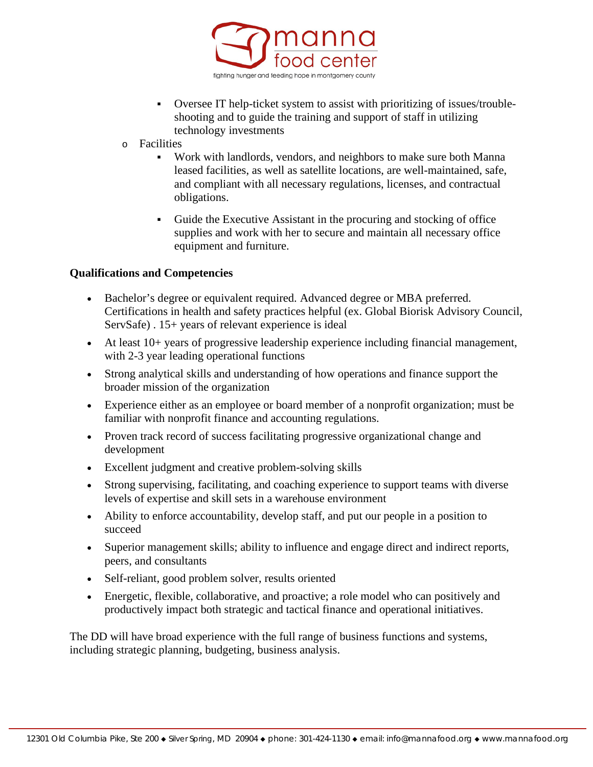- Oversee IT help-ticket system to assist with prioritizing of issues/trouble-shooting and to guide the training and support of staff in utilizing technology investments
- Facilities
    - Work with landlords, vendors, and neighbors to make sure both Manna leased facilities, as well as satellite locations, are well-maintained, safe, and compliant with all necessary regulations, licenses, and contractual obligations.
    - Guide the Executive Assistant in the procuring and stocking of office supplies and work with her to secure and maintain all necessary office equipment and furniture.

**Qualifications and Competencies**

- Bachelor's degree or equivalent required. Advanced degree or MBA preferred. Certifications in health and safety practices helpful (ex. Global Biorisk Advisory Council, ServSafe) . 15+ years of relevant experience is ideal
- At least 10+ years of progressive leadership experience including financial management, with 2-3 year leading operational functions
- Strong analytical skills and understanding of how operations and finance support the broader mission of the organization
- Experience either as an employee or board member of a nonprofit organization; must be familiar with nonprofit finance and accounting regulations.
- Proven track record of success facilitating progressive organizational change and development
- Excellent judgment and creative problem-solving skills
- Strong supervising, facilitating, and coaching experience to support teams with diverse levels of expertise and skill sets in a warehouse environment
- Ability to enforce accountability, develop staff, and put our people in a position to succeed
- Superior management skills; ability to influence and engage direct and indirect reports, peers, and consultants
- Self-reliant, good problem solver, results oriented
- Energetic, flexible, collaborative, and proactive; a role model who can positively and productively impact both strategic and tactical finance and operational initiatives.

The DD will have broad experience with the full range of business functions and systems, including strategic planning, budgeting, business analysis.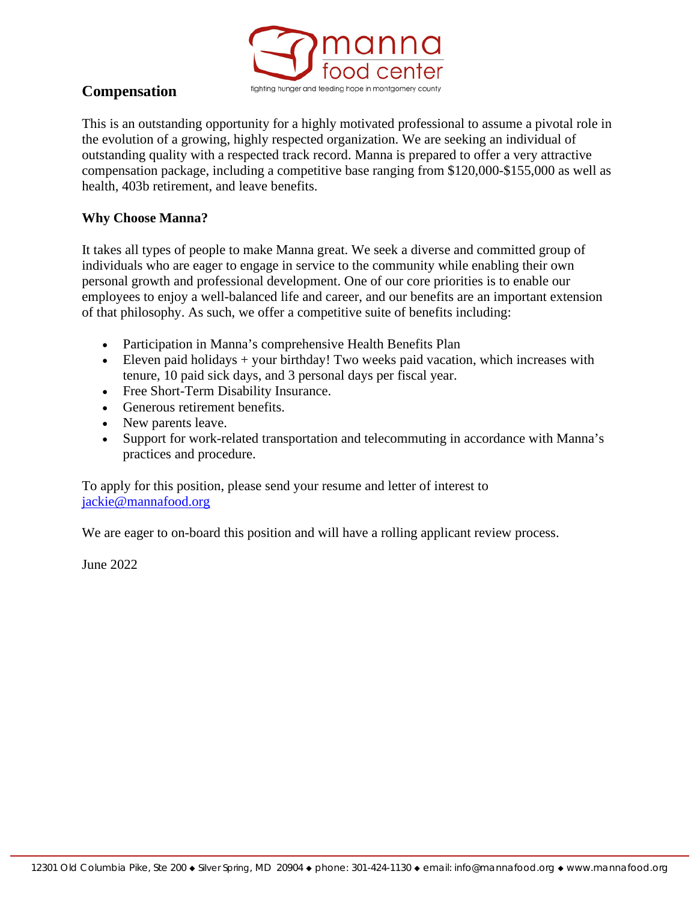## Compensation

This is an outstanding opportunity for a highly motivated professional to assume a pivotal role in the evolution of a growing, highly respected organization. We are seeking an individual of outstanding quality with a respected track record. Manna is prepared to offer a very attractive compensation package, including a competitive base ranging from $120,000-$155,000 as well as health, 403b retirement, and leave benefits.

**Why Choose Manna?**

It takes all types of people to make Manna great. We seek a diverse and committed group of individuals who are eager to engage in service to the community while enabling their own personal growth and professional development. One of our core priorities is to enable our employees to enjoy a well-balanced life and career, and our benefits are an important extension of that philosophy. As such, we offer a competitive suite of benefits including:

- Participation in Manna's comprehensive Health Benefits Plan
- Eleven paid holidays + your birthday! Two weeks paid vacation, which increases with tenure, 10 paid sick days, and 3 personal days per fiscal year.
- Free Short-Term Disability Insurance.
- Generous retirement benefits.
- New parents leave.
- Support for work-related transportation and telecommuting in accordance with Manna's practices and procedure.

To apply for this position, please send your resume and letter of interest to jackie@mannafood.org

We are eager to on-board this position and will have a rolling applicant review process.

June 2022